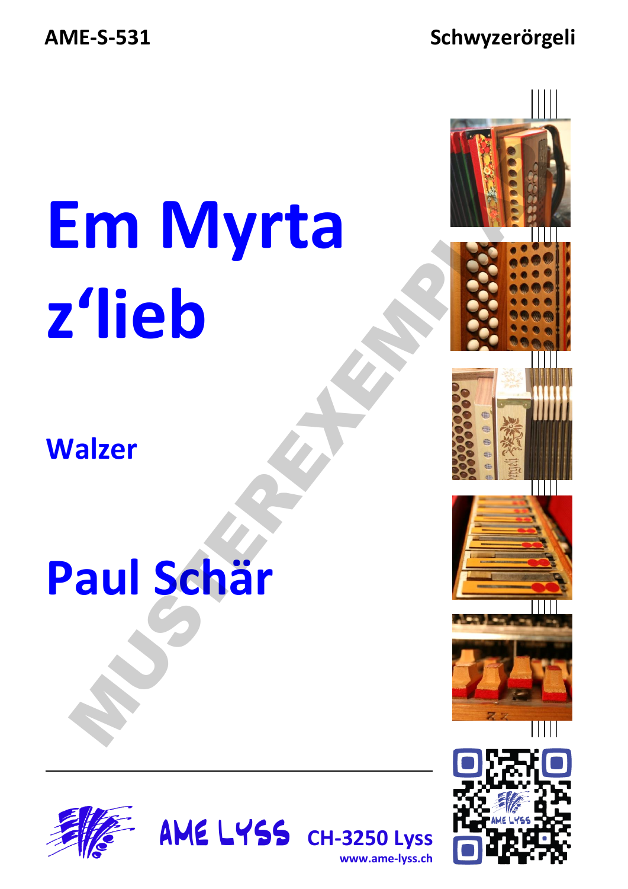AME-S-531

Schwyzerörgeli

# Em Myrta z'lieb

## Walzer

## Paul Schär

MUSTEREXEMPLAR

AME LYSS CH-3250 Lyss

www.ame-lyss.ch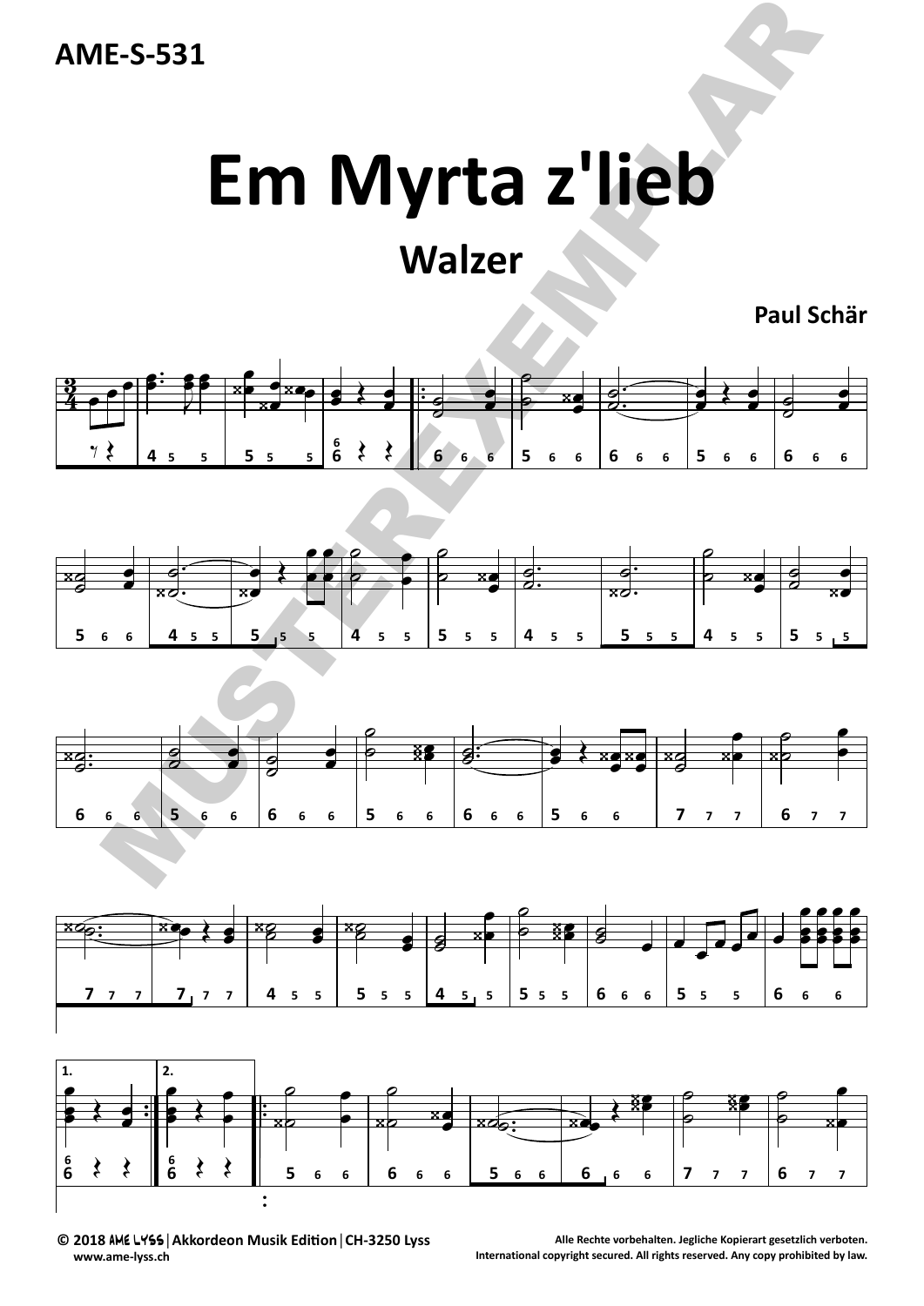AME-S-531

# Em Myrta z'lieb

## Walzer

**Paul Schär**

© 2018 AME LYSS | Akkordeon Musik Edition | CH-3250 Lyss
www.ame-lyss.ch

Alle Rechte vorbehalten. Jegliche Kopierart gesetzlich verboten.
International copyright secured. All rights reserved. Any copy prohibited by law.